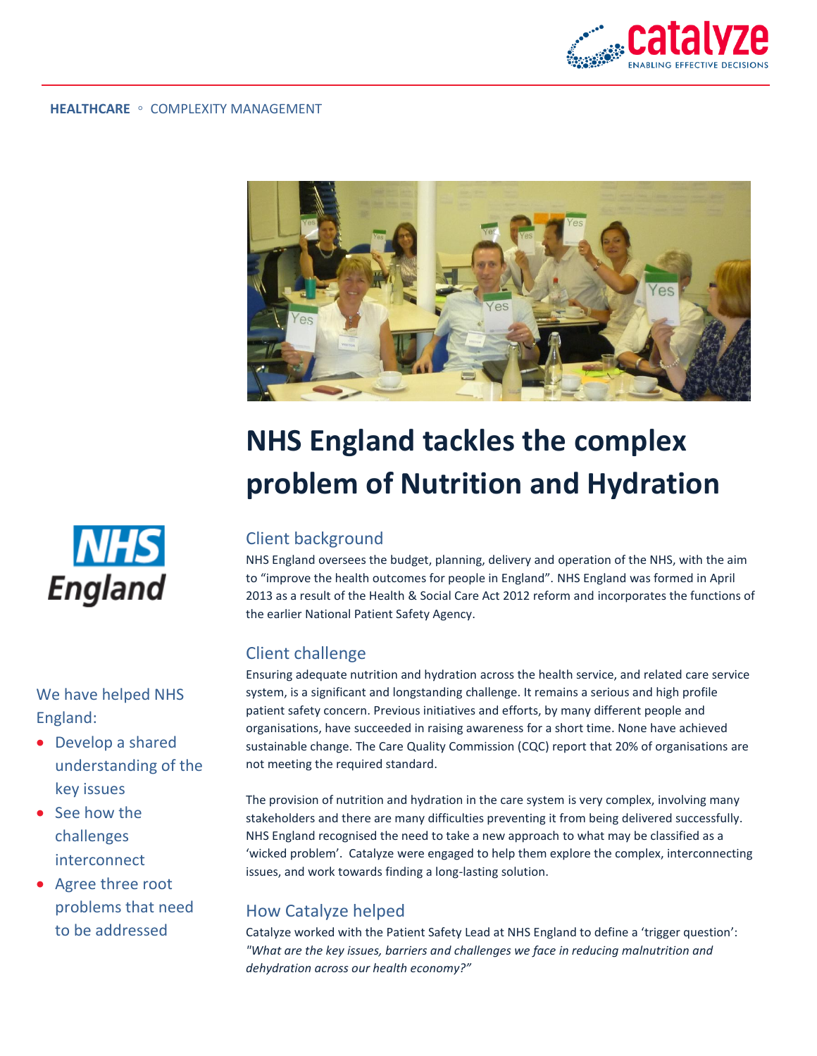HEALTHCARE ◦ COMPLEXITY MANAGEMENT

# NHS England tackles the complex problem of Nutrition and Hydration

We have helped NHS England:

- Develop a shared understanding of the key issues
- See how the challenges interconnect
- Agree three root problems that need to be addressed

## Client background

NHS England oversees the budget, planning, delivery and operation of the NHS, with the aim to "improve the health outcomes for people in England". NHS England was formed in April 2013 as a result of the Health & Social Care Act 2012 reform and incorporates the functions of the earlier National Patient Safety Agency.

## Client challenge

Ensuring adequate nutrition and hydration across the health service, and related care service system, is a significant and longstanding challenge. It remains a serious and high profile patient safety concern. Previous initiatives and efforts, by many different people and organisations, have succeeded in raising awareness for a short time. None have achieved sustainable change. The Care Quality Commission (CQC) report that 20% of organisations are not meeting the required standard.

The provision of nutrition and hydration in the care system is very complex, involving many stakeholders and there are many difficulties preventing it from being delivered successfully. NHS England recognised the need to take a new approach to what may be classified as a 'wicked problem'. Catalyze were engaged to help them explore the complex, interconnecting issues, and work towards finding a long-lasting solution.

## How Catalyze helped

Catalyze worked with the Patient Safety Lead at NHS England to define a 'trigger question': *"What are the key issues, barriers and challenges we face in reducing malnutrition and dehydration across our health economy?"*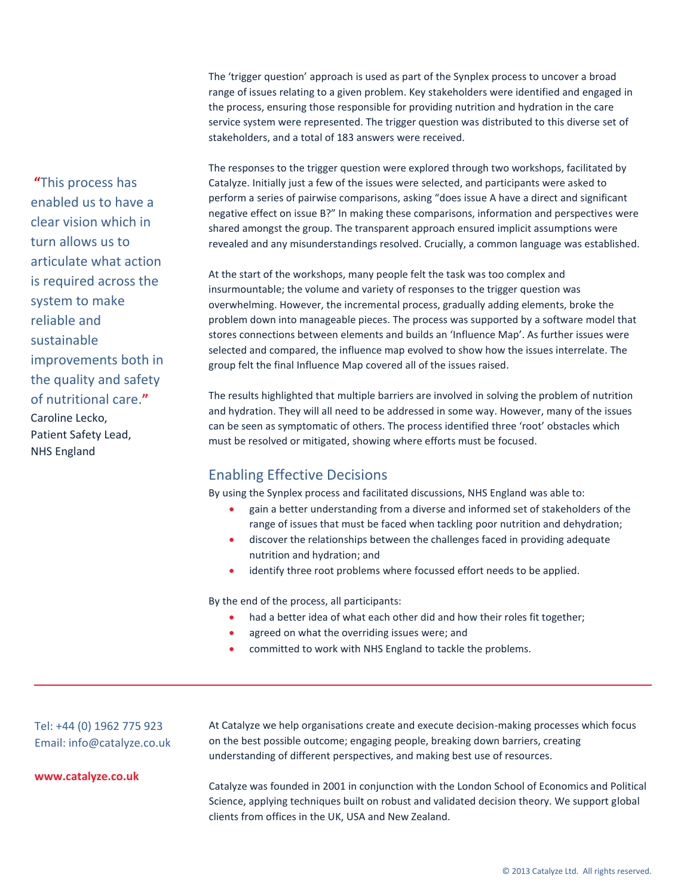The ‘trigger question’ approach is used as part of the Synplex process to uncover a broad range of issues relating to a given problem. Key stakeholders were identified and engaged in the process, ensuring those responsible for providing nutrition and hydration in the care service system were represented. The trigger question was distributed to this diverse set of stakeholders, and a total of 183 answers were received.

The responses to the trigger question were explored through two workshops, facilitated by Catalyze. Initially just a few of the issues were selected, and participants were asked to perform a series of pairwise comparisons, asking “does issue A have a direct and significant negative effect on issue B?” In making these comparisons, information and perspectives were shared amongst the group. The transparent approach ensured implicit assumptions were revealed and any misunderstandings resolved. Crucially, a common language was established.

At the start of the workshops, many people felt the task was too complex and insurmountable; the volume and variety of responses to the trigger question was overwhelming. However, the incremental process, gradually adding elements, broke the problem down into manageable pieces. The process was supported by a software model that stores connections between elements and builds an ‘Influence Map’. As further issues were selected and compared, the influence map evolved to show how the issues interrelate. The group felt the final Influence Map covered all of the issues raised.

> “This process has enabled us to have a clear vision which in turn allows us to articulate what action is required across the system to make reliable and sustainable improvements both in the quality and safety of nutritional care.”
>
> Caroline Lecko,
> Patient Safety Lead,
> NHS England

The results highlighted that multiple barriers are involved in solving the problem of nutrition and hydration. They will all need to be addressed in some way. However, many of the issues can be seen as symptomatic of others. The process identified three ‘root’ obstacles which must be resolved or mitigated, showing where efforts must be focused.

## Enabling Effective Decisions

By using the Synplex process and facilitated discussions, NHS England was able to:

- gain a better understanding from a diverse and informed set of stakeholders of the range of issues that must be faced when tackling poor nutrition and dehydration;
- discover the relationships between the challenges faced in providing adequate nutrition and hydration; and
- identify three root problems where focussed effort needs to be applied.

By the end of the process, all participants:

- had a better idea of what each other did and how their roles fit together;
- agreed on what the overriding issues were; and
- committed to work with NHS England to tackle the problems.

---

Tel: +44 (0) 1962 775 923
Email: info@catalyze.co.uk

**www.catalyze.co.uk**

At Catalyze we help organisations create and execute decision-making processes which focus on the best possible outcome; engaging people, breaking down barriers, creating understanding of different perspectives, and making best use of resources.

Catalyze was founded in 2001 in conjunction with the London School of Economics and Political Science, applying techniques built on robust and validated decision theory. We support global clients from offices in the UK, USA and New Zealand.

© 2013 Catalyze Ltd. All rights reserved.